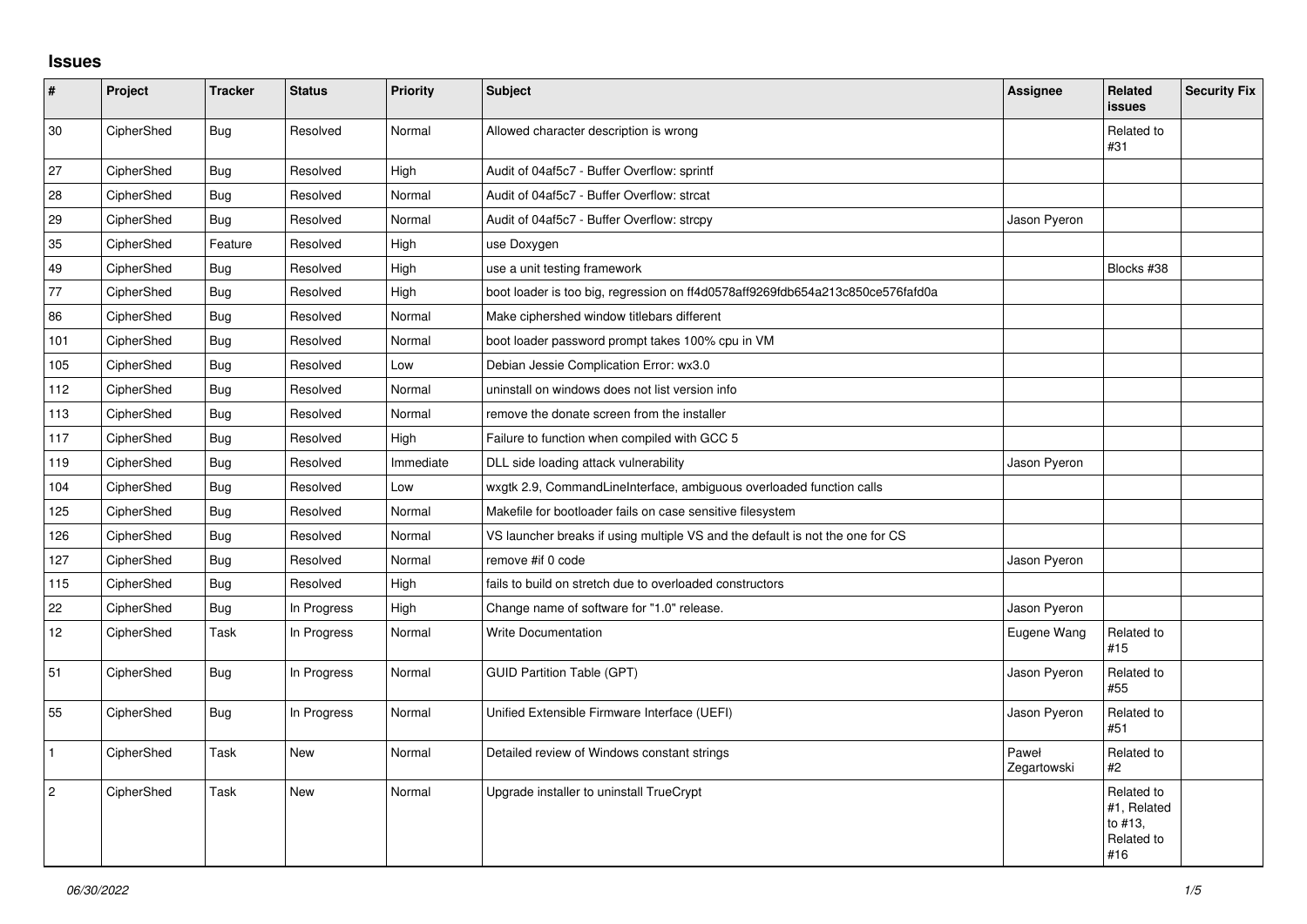## Issues

| # | Project | Tracker | Status | Priority | Subject | Assignee | Related issues | Security Fix |
|---|---|---|---|---|---|---|---|---|
| 30 | CipherShed | Bug | Resolved | Normal | Allowed character description is wrong | | Related to #31 | |
| 27 | CipherShed | Bug | Resolved | High | Audit of 04af5c7 - Buffer Overflow: sprintf | | | |
| 28 | CipherShed | Bug | Resolved | Normal | Audit of 04af5c7 - Buffer Overflow: strcat | | | |
| 29 | CipherShed | Bug | Resolved | Normal | Audit of 04af5c7 - Buffer Overflow: strcpy | Jason Pyeron | | |
| 35 | CipherShed | Feature | Resolved | High | use Doxygen | | | |
| 49 | CipherShed | Bug | Resolved | High | use a unit testing framework | | Blocks #38 | |
| 77 | CipherShed | Bug | Resolved | High | boot loader is too big, regression on ff4d0578aff9269fdb654a213c850ce576fafd0a | | | |
| 86 | CipherShed | Bug | Resolved | Normal | Make ciphershed window titlebars different | | | |
| 101 | CipherShed | Bug | Resolved | Normal | boot loader password prompt takes 100% cpu in VM | | | |
| 105 | CipherShed | Bug | Resolved | Low | Debian Jessie Complication Error: wx3.0 | | | |
| 112 | CipherShed | Bug | Resolved | Normal | uninstall on windows does not list version info | | | |
| 113 | CipherShed | Bug | Resolved | Normal | remove the donate screen from the installer | | | |
| 117 | CipherShed | Bug | Resolved | High | Failure to function when compiled with GCC 5 | | | |
| 119 | CipherShed | Bug | Resolved | Immediate | DLL side loading attack vulnerability | Jason Pyeron | | |
| 104 | CipherShed | Bug | Resolved | Low | wxgtk 2.9, CommandLineInterface, ambiguous overloaded function calls | | | |
| 125 | CipherShed | Bug | Resolved | Normal | Makefile for bootloader fails on case sensitive filesystem | | | |
| 126 | CipherShed | Bug | Resolved | Normal | VS launcher breaks if using multiple VS and the default is not the one for CS | | | |
| 127 | CipherShed | Bug | Resolved | Normal | remove #if 0 code | Jason Pyeron | | |
| 115 | CipherShed | Bug | Resolved | High | fails to build on stretch due to overloaded constructors | | | |
| 22 | CipherShed | Bug | In Progress | High | Change name of software for "1.0" release. | Jason Pyeron | | |
| 12 | CipherShed | Task | In Progress | Normal | Write Documentation | Eugene Wang | Related to #15 | |
| 51 | CipherShed | Bug | In Progress | Normal | GUID Partition Table (GPT) | Jason Pyeron | Related to #55 | |
| 55 | CipherShed | Bug | In Progress | Normal | Unified Extensible Firmware Interface (UEFI) | Jason Pyeron | Related to #51 | |
| 1 | CipherShed | Task | New | Normal | Detailed review of Windows constant strings | Paweł Zegartowski | Related to #2 | |
| 2 | CipherShed | Task | New | Normal | Upgrade installer to uninstall TrueCrypt | | Related to #1, Related to #13, Related to #16 | |

*06/30/2022*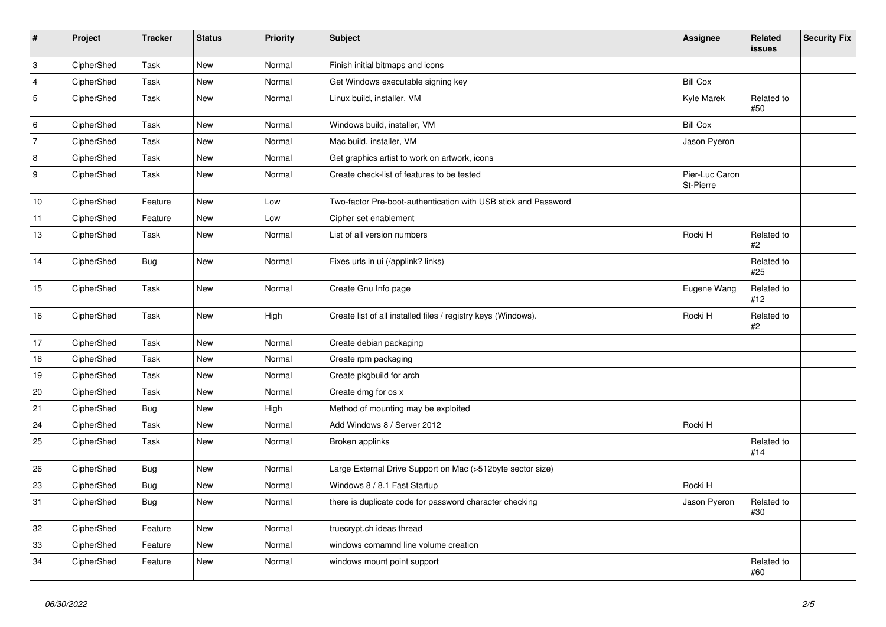| # | Project | Tracker | Status | Priority | Subject | Assignee | Related issues | Security Fix |
|---|---|---|---|---|---|---|---|---|
| 3 | CipherShed | Task | New | Normal | Finish initial bitmaps and icons | | | |
| 4 | CipherShed | Task | New | Normal | Get Windows executable signing key | Bill Cox | | |
| 5 | CipherShed | Task | New | Normal | Linux build, installer, VM | Kyle Marek | Related to #50 | |
| 6 | CipherShed | Task | New | Normal | Windows build, installer, VM | Bill Cox | | |
| 7 | CipherShed | Task | New | Normal | Mac build, installer, VM | Jason Pyeron | | |
| 8 | CipherShed | Task | New | Normal | Get graphics artist to work on artwork, icons | | | |
| 9 | CipherShed | Task | New | Normal | Create check-list of features to be tested | Pier-Luc Caron St-Pierre | | |
| 10 | CipherShed | Feature | New | Low | Two-factor Pre-boot-authentication with USB stick and Password | | | |
| 11 | CipherShed | Feature | New | Low | Cipher set enablement | | | |
| 13 | CipherShed | Task | New | Normal | List of all version numbers | Rocki H | Related to #2 | |
| 14 | CipherShed | Bug | New | Normal | Fixes urls in ui (/applink? links) | | Related to #25 | |
| 15 | CipherShed | Task | New | Normal | Create Gnu Info page | Eugene Wang | Related to #12 | |
| 16 | CipherShed | Task | New | High | Create list of all installed files / registry keys (Windows). | Rocki H | Related to #2 | |
| 17 | CipherShed | Task | New | Normal | Create debian packaging | | | |
| 18 | CipherShed | Task | New | Normal | Create rpm packaging | | | |
| 19 | CipherShed | Task | New | Normal | Create pkgbuild for arch | | | |
| 20 | CipherShed | Task | New | Normal | Create dmg for os x | | | |
| 21 | CipherShed | Bug | New | High | Method of mounting may be exploited | | | |
| 24 | CipherShed | Task | New | Normal | Add Windows 8 / Server 2012 | Rocki H | | |
| 25 | CipherShed | Task | New | Normal | Broken applinks | | Related to #14 | |
| 26 | CipherShed | Bug | New | Normal | Large External Drive Support on Mac (>512byte sector size) | | | |
| 23 | CipherShed | Bug | New | Normal | Windows 8 / 8.1 Fast Startup | Rocki H | | |
| 31 | CipherShed | Bug | New | Normal | there is duplicate code for password character checking | Jason Pyeron | Related to #30 | |
| 32 | CipherShed | Feature | New | Normal | truecrypt.ch ideas thread | | | |
| 33 | CipherShed | Feature | New | Normal | windows comamnd line volume creation | | | |
| 34 | CipherShed | Feature | New | Normal | windows mount point support | | Related to #60 | |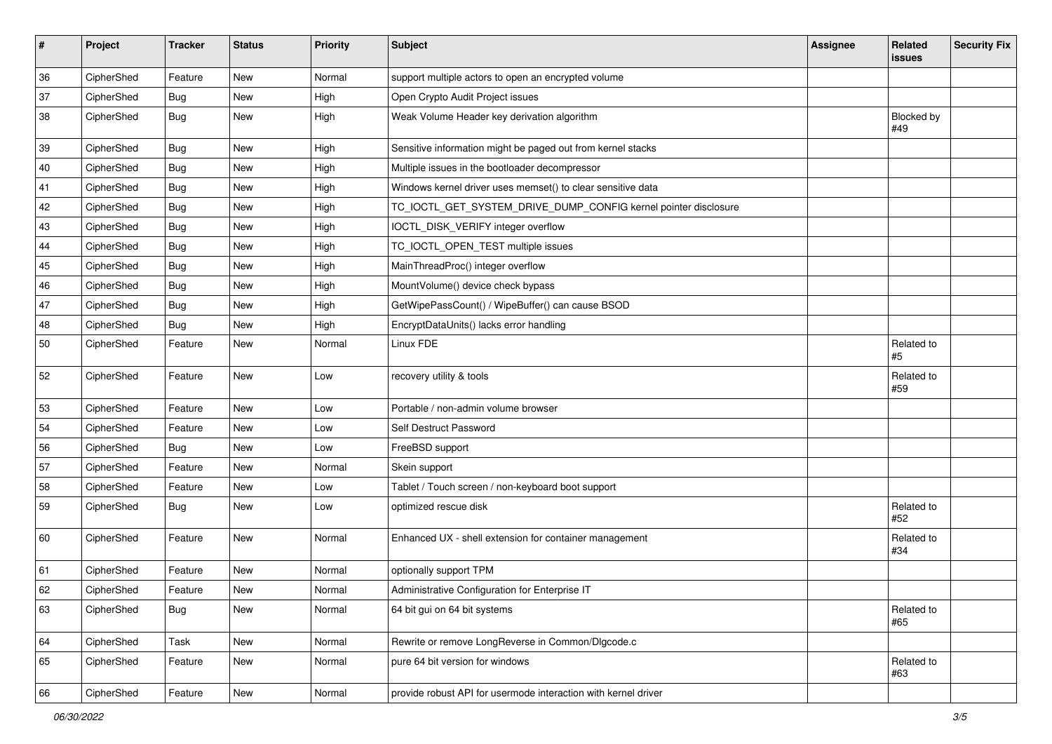| # | Project | Tracker | Status | Priority | Subject | Assignee | Related issues | Security Fix |
|---|---|---|---|---|---|---|---|---|
| 36 | CipherShed | Feature | New | Normal | support multiple actors to open an encrypted volume | | | |
| 37 | CipherShed | Bug | New | High | Open Crypto Audit Project issues | | | |
| 38 | CipherShed | Bug | New | High | Weak Volume Header key derivation algorithm | | Blocked by #49 | |
| 39 | CipherShed | Bug | New | High | Sensitive information might be paged out from kernel stacks | | | |
| 40 | CipherShed | Bug | New | High | Multiple issues in the bootloader decompressor | | | |
| 41 | CipherShed | Bug | New | High | Windows kernel driver uses memset() to clear sensitive data | | | |
| 42 | CipherShed | Bug | New | High | TC_IOCTL_GET_SYSTEM_DRIVE_DUMP_CONFIG kernel pointer disclosure | | | |
| 43 | CipherShed | Bug | New | High | IOCTL_DISK_VERIFY integer overflow | | | |
| 44 | CipherShed | Bug | New | High | TC_IOCTL_OPEN_TEST multiple issues | | | |
| 45 | CipherShed | Bug | New | High | MainThreadProc() integer overflow | | | |
| 46 | CipherShed | Bug | New | High | MountVolume() device check bypass | | | |
| 47 | CipherShed | Bug | New | High | GetWipePassCount() / WipeBuffer() can cause BSOD | | | |
| 48 | CipherShed | Bug | New | High | EncryptDataUnits() lacks error handling | | | |
| 50 | CipherShed | Feature | New | Normal | Linux FDE | | Related to #5 | |
| 52 | CipherShed | Feature | New | Low | recovery utility & tools | | Related to #59 | |
| 53 | CipherShed | Feature | New | Low | Portable / non-admin volume browser | | | |
| 54 | CipherShed | Feature | New | Low | Self Destruct Password | | | |
| 56 | CipherShed | Bug | New | Low | FreeBSD support | | | |
| 57 | CipherShed | Feature | New | Normal | Skein support | | | |
| 58 | CipherShed | Feature | New | Low | Tablet / Touch screen / non-keyboard boot support | | | |
| 59 | CipherShed | Bug | New | Low | optimized rescue disk | | Related to #52 | |
| 60 | CipherShed | Feature | New | Normal | Enhanced UX - shell extension for container management | | Related to #34 | |
| 61 | CipherShed | Feature | New | Normal | optionally support TPM | | | |
| 62 | CipherShed | Feature | New | Normal | Administrative Configuration for Enterprise IT | | | |
| 63 | CipherShed | Bug | New | Normal | 64 bit gui on 64 bit systems | | Related to #65 | |
| 64 | CipherShed | Task | New | Normal | Rewrite or remove LongReverse in Common/Dlgcode.c | | | |
| 65 | CipherShed | Feature | New | Normal | pure 64 bit version for windows | | Related to #63 | |
| 66 | CipherShed | Feature | New | Normal | provide robust API for usermode interaction with kernel driver | | | |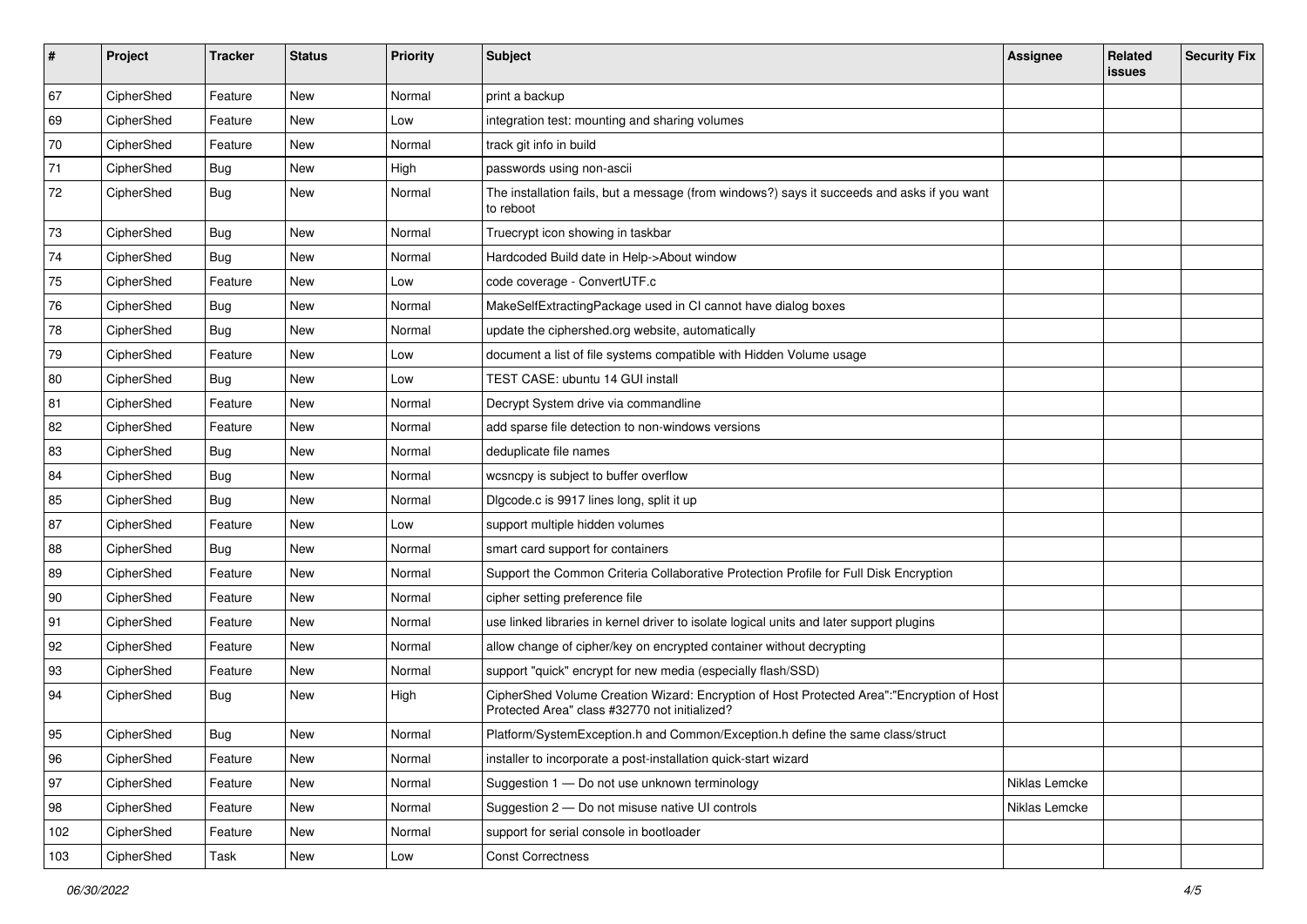| # | Project | Tracker | Status | Priority | Subject | Assignee | Related issues | Security Fix |
|---|---|---|---|---|---|---|---|---|
| 67 | CipherShed | Feature | New | Normal | print a backup | | | |
| 69 | CipherShed | Feature | New | Low | integration test: mounting and sharing volumes | | | |
| 70 | CipherShed | Feature | New | Normal | track git info in build | | | |
| 71 | CipherShed | Bug | New | High | passwords using non-ascii | | | |
| 72 | CipherShed | Bug | New | Normal | The installation fails, but a message (from windows?) says it succeeds and asks if you want to reboot | | | |
| 73 | CipherShed | Bug | New | Normal | Truecrypt icon showing in taskbar | | | |
| 74 | CipherShed | Bug | New | Normal | Hardcoded Build date in Help->About window | | | |
| 75 | CipherShed | Feature | New | Low | code coverage - ConvertUTF.c | | | |
| 76 | CipherShed | Bug | New | Normal | MakeSelfExtractingPackage used in CI cannot have dialog boxes | | | |
| 78 | CipherShed | Bug | New | Normal | update the ciphershed.org website, automatically | | | |
| 79 | CipherShed | Feature | New | Low | document a list of file systems compatible with Hidden Volume usage | | | |
| 80 | CipherShed | Bug | New | Low | TEST CASE: ubuntu 14 GUI install | | | |
| 81 | CipherShed | Feature | New | Normal | Decrypt System drive via commandline | | | |
| 82 | CipherShed | Feature | New | Normal | add sparse file detection to non-windows versions | | | |
| 83 | CipherShed | Bug | New | Normal | deduplicate file names | | | |
| 84 | CipherShed | Bug | New | Normal | wcsncpy is subject to buffer overflow | | | |
| 85 | CipherShed | Bug | New | Normal | Dlgcode.c is 9917 lines long, split it up | | | |
| 87 | CipherShed | Feature | New | Low | support multiple hidden volumes | | | |
| 88 | CipherShed | Bug | New | Normal | smart card support for containers | | | |
| 89 | CipherShed | Feature | New | Normal | Support the Common Criteria Collaborative Protection Profile for Full Disk Encryption | | | |
| 90 | CipherShed | Feature | New | Normal | cipher setting preference file | | | |
| 91 | CipherShed | Feature | New | Normal | use linked libraries in kernel driver to isolate logical units and later support plugins | | | |
| 92 | CipherShed | Feature | New | Normal | allow change of cipher/key on encrypted container without decrypting | | | |
| 93 | CipherShed | Feature | New | Normal | support "quick" encrypt for new media (especially flash/SSD) | | | |
| 94 | CipherShed | Bug | New | High | CipherShed Volume Creation Wizard: Encryption of Host Protected Area":"Encryption of Host Protected Area" class #32770 not initialized? | | | |
| 95 | CipherShed | Bug | New | Normal | Platform/SystemException.h and Common/Exception.h define the same class/struct | | | |
| 96 | CipherShed | Feature | New | Normal | installer to incorporate a post-installation quick-start wizard | | | |
| 97 | CipherShed | Feature | New | Normal | Suggestion 1 — Do not use unknown terminology | Niklas Lemcke | | |
| 98 | CipherShed | Feature | New | Normal | Suggestion 2 — Do not misuse native UI controls | Niklas Lemcke | | |
| 102 | CipherShed | Feature | New | Normal | support for serial console in bootloader | | | |
| 103 | CipherShed | Task | New | Low | Const Correctness | | | |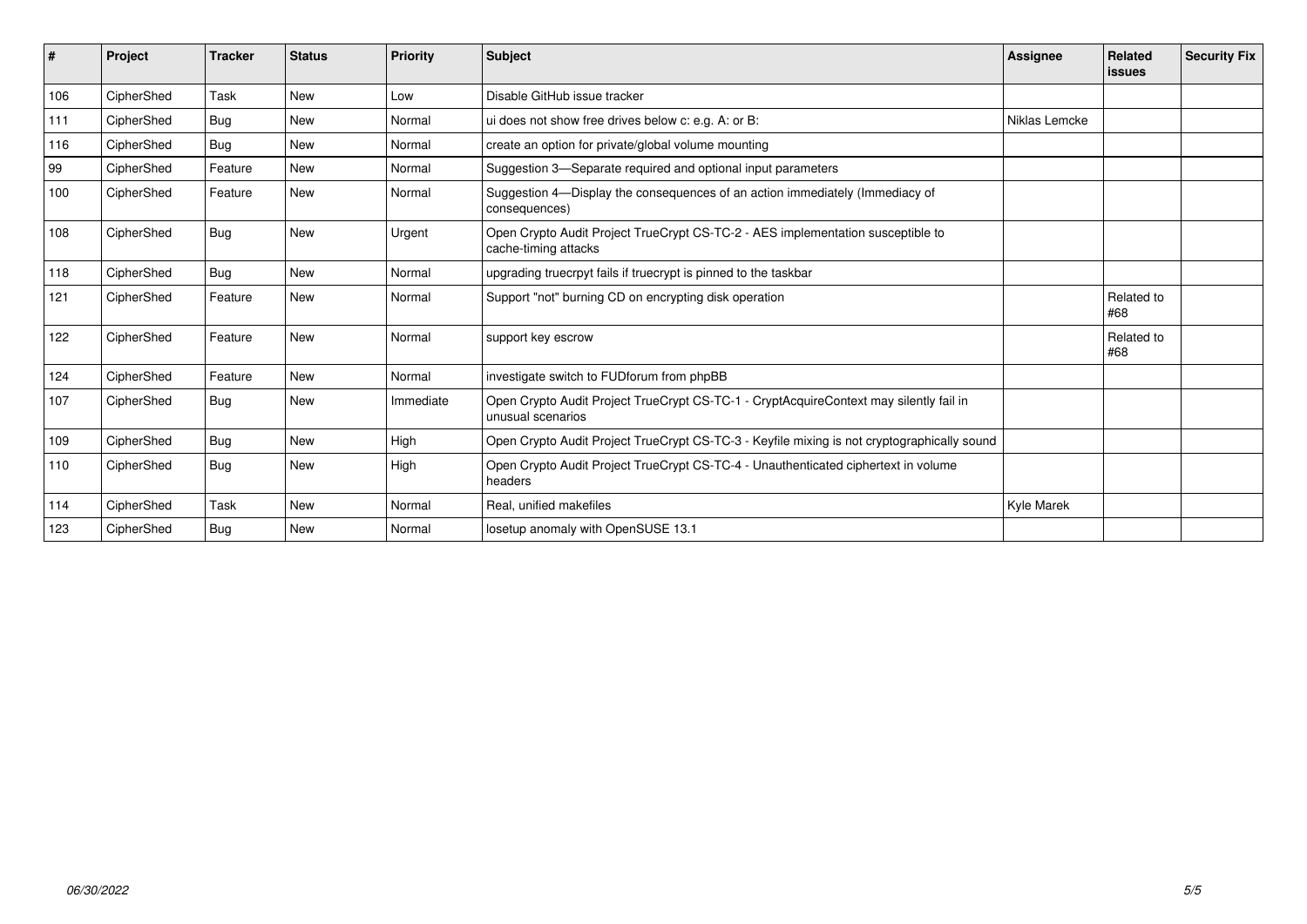| # | Project | Tracker | Status | Priority | Subject | Assignee | Related issues | Security Fix |
|---|---|---|---|---|---|---|---|---|
| 106 | CipherShed | Task | New | Low | Disable GitHub issue tracker | | | |
| 111 | CipherShed | Bug | New | Normal | ui does not show free drives below c: e.g. A: or B: | Niklas Lemcke | | |
| 116 | CipherShed | Bug | New | Normal | create an option for private/global volume mounting | | | |
| 99 | CipherShed | Feature | New | Normal | Suggestion 3—Separate required and optional input parameters | | | |
| 100 | CipherShed | Feature | New | Normal | Suggestion 4—Display the consequences of an action immediately (Immediacy of consequences) | | | |
| 108 | CipherShed | Bug | New | Urgent | Open Crypto Audit Project TrueCrypt CS-TC-2 - AES implementation susceptible to cache-timing attacks | | | |
| 118 | CipherShed | Bug | New | Normal | upgrading truecrpyt fails if truecrypt is pinned to the taskbar | | | |
| 121 | CipherShed | Feature | New | Normal | Support "not" burning CD on encrypting disk operation | | Related to #68 | |
| 122 | CipherShed | Feature | New | Normal | support key escrow | | Related to #68 | |
| 124 | CipherShed | Feature | New | Normal | investigate switch to FUDforum from phpBB | | | |
| 107 | CipherShed | Bug | New | Immediate | Open Crypto Audit Project TrueCrypt CS-TC-1 - CryptAcquireContext may silently fail in unusual scenarios | | | |
| 109 | CipherShed | Bug | New | High | Open Crypto Audit Project TrueCrypt CS-TC-3 - Keyfile mixing is not cryptographically sound | | | |
| 110 | CipherShed | Bug | New | High | Open Crypto Audit Project TrueCrypt CS-TC-4 - Unauthenticated ciphertext in volume headers | | | |
| 114 | CipherShed | Task | New | Normal | Real, unified makefiles | Kyle Marek | | |
| 123 | CipherShed | Bug | New | Normal | losetup anomaly with OpenSUSE 13.1 | | | |